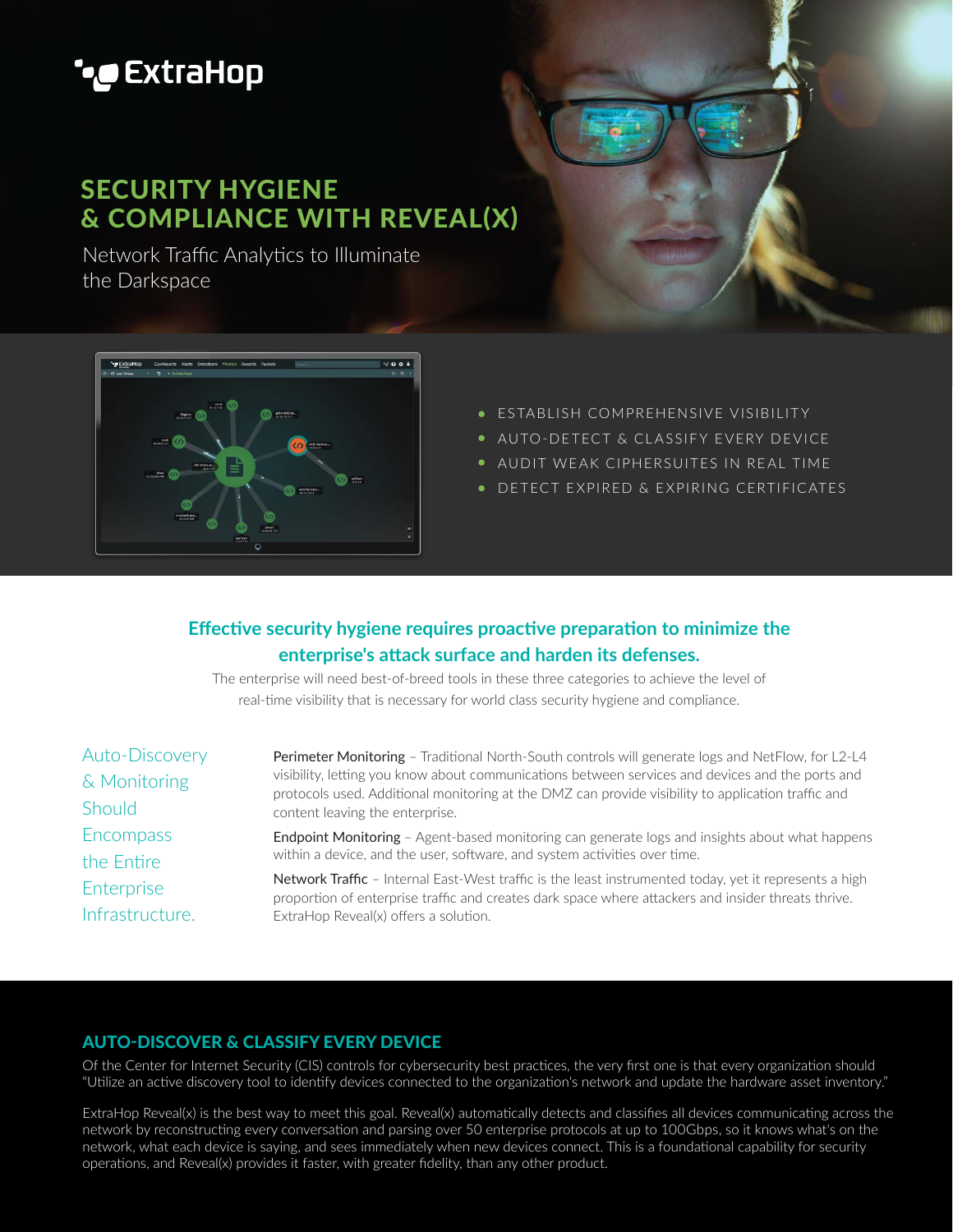ExtraHop

# SECURITY HYGIENE & COMPLIANCE WITH REVEAL(X)

Network Traffic Analytics to Illuminate the Darkspace

- ESTABLISH COMPREHENSIVE VISIBILITY
- AUTO-DETECT & CLASSIFY EVERY DEVICE
- AUDIT WEAK CIPHERSUITES IN REAL TIME
- DETECT EXPIRED & EXPIRING CERTIFICATES

## Effective security hygiene requires proactive preparation to minimize the enterprise's attack surface and harden its defenses.

The enterprise will need best-of-breed tools in these three categories to achieve the level of real-time visibility that is necessary for world class security hygiene and compliance.

### Auto-Discovery & Monitoring Should Encompass the Entire Enterprise Infrastructure.

**Perimeter Monitoring** – Traditional North-South controls will generate logs and NetFlow, for L2-L4 visibility, letting you know about communications between services and devices and the ports and protocols used. Additional monitoring at the DMZ can provide visibility to application traffic and content leaving the enterprise.

**Endpoint Monitoring** – Agent-based monitoring can generate logs and insights about what happens within a device, and the user, software, and system activities over time.

**Network Traffic** – Internal East-West traffic is the least instrumented today, yet it represents a high proportion of enterprise traffic and creates dark space where attackers and insider threats thrive. ExtraHop Reveal(x) offers a solution.

## AUTO-DISCOVER & CLASSIFY EVERY DEVICE

Of the Center for Internet Security (CIS) controls for cybersecurity best practices, the very first one is that every organization should "Utilize an active discovery tool to identify devices connected to the organization's network and update the hardware asset inventory."

ExtraHop Reveal(x) is the best way to meet this goal. Reveal(x) automatically detects and classifies all devices communicating across the network by reconstructing every conversation and parsing over 50 enterprise protocols at up to 100Gbps, so it knows what's on the network, what each device is saying, and sees immediately when new devices connect. This is a foundational capability for security operations, and Reveal(x) provides it faster, with greater fidelity, than any other product.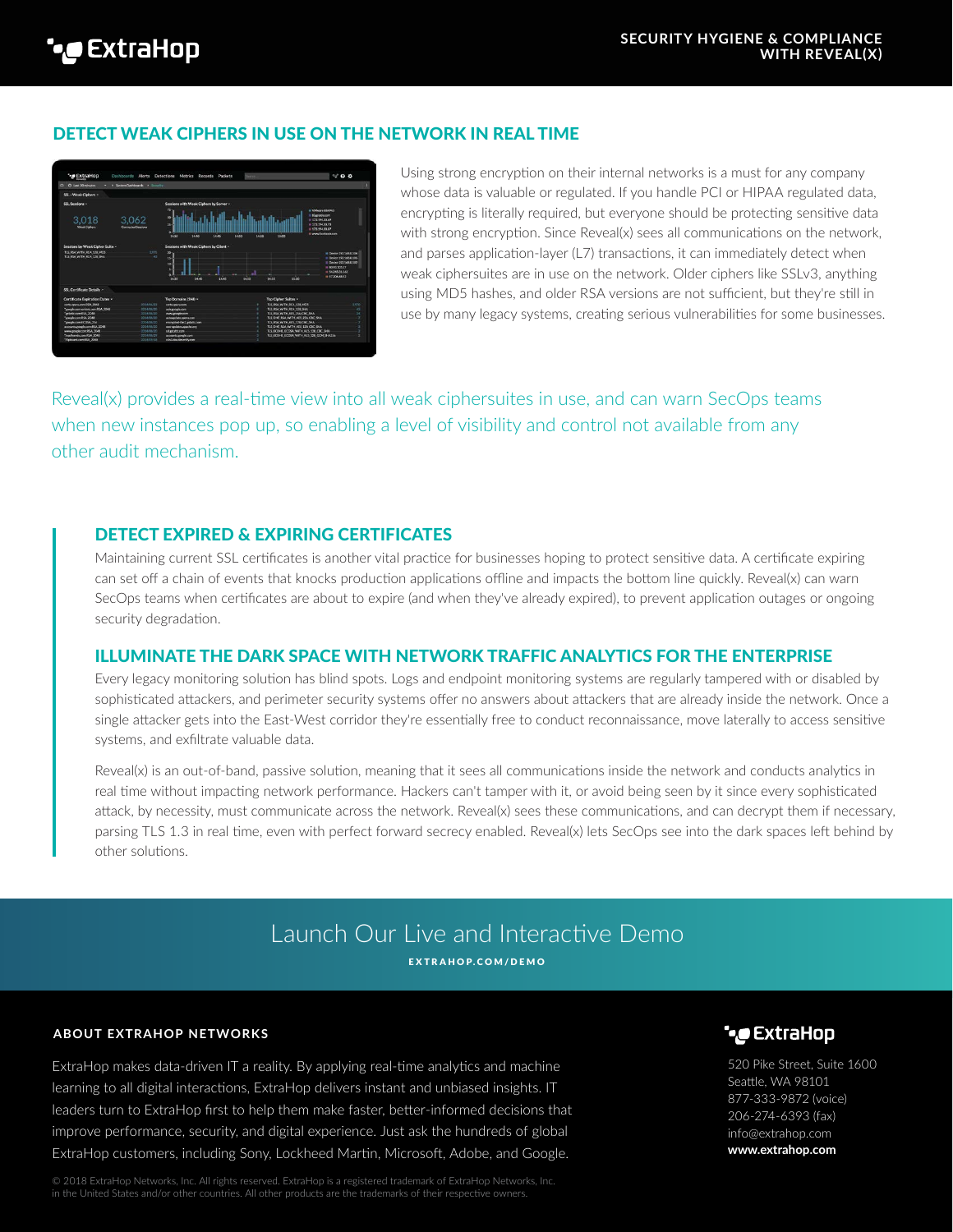## DETECT WEAK CIPHERS IN USE ON THE NETWORK IN REAL TIME

Using strong encryption on their internal networks is a must for any company whose data is valuable or regulated. If you handle PCI or HIPAA regulated data, encrypting is literally required, but everyone should be protecting sensitive data with strong encryption. Since Reveal(x) sees all communications on the network, and parses application-layer (L7) transactions, it can immediately detect when weak ciphersuites are in use on the network. Older ciphers like SSLv3, anything using MD5 hashes, and older RSA versions are not sufficient, but they're still in use by many legacy systems, creating serious vulnerabilities for some businesses.

Reveal(x) provides a real-time view into all weak ciphersuites in use, and can warn SecOps teams when new instances pop up, so enabling a level of visibility and control not available from any other audit mechanism.

### DETECT EXPIRED & EXPIRING CERTIFICATES

Maintaining current SSL certificates is another vital practice for businesses hoping to protect sensitive data. A certificate expiring can set off a chain of events that knocks production applications offline and impacts the bottom line quickly. Reveal(x) can warn SecOps teams when certificates are about to expire (and when they've already expired), to prevent application outages or ongoing security degradation.

### ILLUMINATE THE DARK SPACE WITH NETWORK TRAFFIC ANALYTICS FOR THE ENTERPRISE

Every legacy monitoring solution has blind spots. Logs and endpoint monitoring systems are regularly tampered with or disabled by sophisticated attackers, and perimeter security systems offer no answers about attackers that are already inside the network. Once a single attacker gets into the East-West corridor they're essentially free to conduct reconnaissance, move laterally to access sensitive systems, and exfiltrate valuable data.

Reveal(x) is an out-of-band, passive solution, meaning that it sees all communications inside the network and conducts analytics in real time without impacting network performance. Hackers can't tamper with it, or avoid being seen by it since every sophisticated attack, by necessity, must communicate across the network. Reveal(x) sees these communications, and can decrypt them if necessary, parsing TLS 1.3 in real time, even with perfect forward secrecy enabled. Reveal(x) lets SecOps see into the dark spaces left behind by other solutions.

## Launch Our Live and Interactive Demo

EXTRAHOP.COM/DEMO

#### ABOUT EXTRAHOP NETWORKS

ExtraHop makes data-driven IT a reality. By applying real-time analytics and machine learning to all digital interactions, ExtraHop delivers instant and unbiased insights. IT leaders turn to ExtraHop first to help them make faster, better-informed decisions that improve performance, security, and digital experience. Just ask the hundreds of global ExtraHop customers, including Sony, Lockheed Martin, Microsoft, Adobe, and Google.

ExtraHop

520 Pike Street, Suite 1600
Seattle, WA 98101
877-333-9872 (voice)
206-274-6393 (fax)
info@extrahop.com
**www.extrahop.com**

© 2018 ExtraHop Networks, Inc. All rights reserved. ExtraHop is a registered trademark of ExtraHop Networks, Inc. in the United States and/or other countries. All other products are the trademarks of their respective owners.